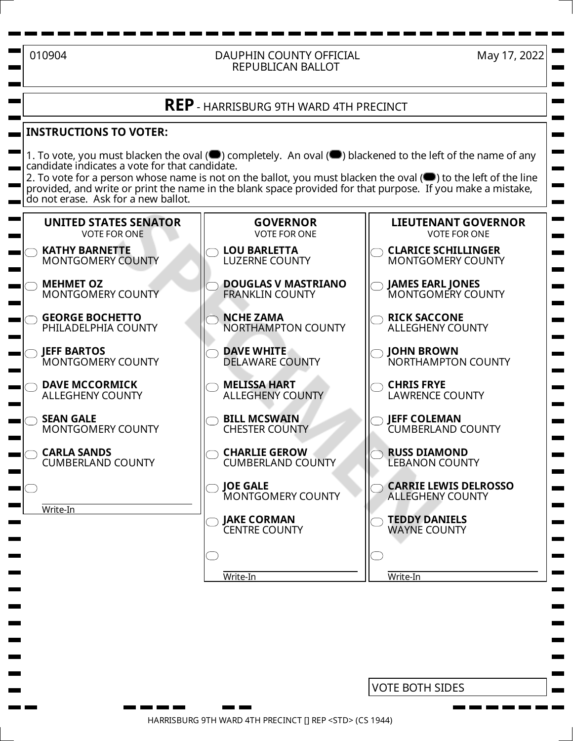010904

DAUPHIN COUNTY OFFICIAL
REPUBLICAN BALLOT

May 17, 2022

# REP - HARRISBURG 9TH WARD 4TH PRECINCT

**INSTRUCTIONS TO VOTER:**

1. To vote, you must blacken the oval (⬬) completely. An oval (⬬) blackened to the left of the name of any candidate indicates a vote for that candidate.
2. To vote for a person whose name is not on the ballot, you must blacken the oval (⬬) to the left of the line provided, and write or print the name in the blank space provided for that purpose. If you make a mistake, do not erase. Ask for a new ballot.

## UNITED STATES SENATOR
VOTE FOR ONE

- **KATHY BARNETTE** MONTGOMERY COUNTY
- **MEHMET OZ** MONTGOMERY COUNTY
- **GEORGE BOCHETTO** PHILADELPHIA COUNTY
- **JEFF BARTOS** MONTGOMERY COUNTY
- **DAVE MCCORMICK** ALLEGHENY COUNTY
- **SEAN GALE** MONTGOMERY COUNTY
- **CARLA SANDS** CUMBERLAND COUNTY
- Write-In

## GOVERNOR
VOTE FOR ONE

- **LOU BARLETTA** LUZERNE COUNTY
- **DOUGLAS V MASTRIANO** FRANKLIN COUNTY
- **NCHE ZAMA** NORTHAMPTON COUNTY
- **DAVE WHITE** DELAWARE COUNTY
- **MELISSA HART** ALLEGHENY COUNTY
- **BILL MCSWAIN** CHESTER COUNTY
- **CHARLIE GEROW** CUMBERLAND COUNTY
- **JOE GALE** MONTGOMERY COUNTY
- **JAKE CORMAN** CENTRE COUNTY
- Write-In

## LIEUTENANT GOVERNOR
VOTE FOR ONE

- **CLARICE SCHILLINGER** MONTGOMERY COUNTY
- **JAMES EARL JONES** MONTGOMERY COUNTY
- **RICK SACCONE** ALLEGHENY COUNTY
- **JOHN BROWN** NORTHAMPTON COUNTY
- **CHRIS FRYE** LAWRENCE COUNTY
- **JEFF COLEMAN** CUMBERLAND COUNTY
- **RUSS DIAMOND** LEBANON COUNTY
- **CARRIE LEWIS DELROSSO** ALLEGHENY COUNTY
- **TEDDY DANIELS** WAYNE COUNTY
- Write-In

VOTE BOTH SIDES

HARRISBURG 9TH WARD 4TH PRECINCT [] REP <STD> (CS 1944)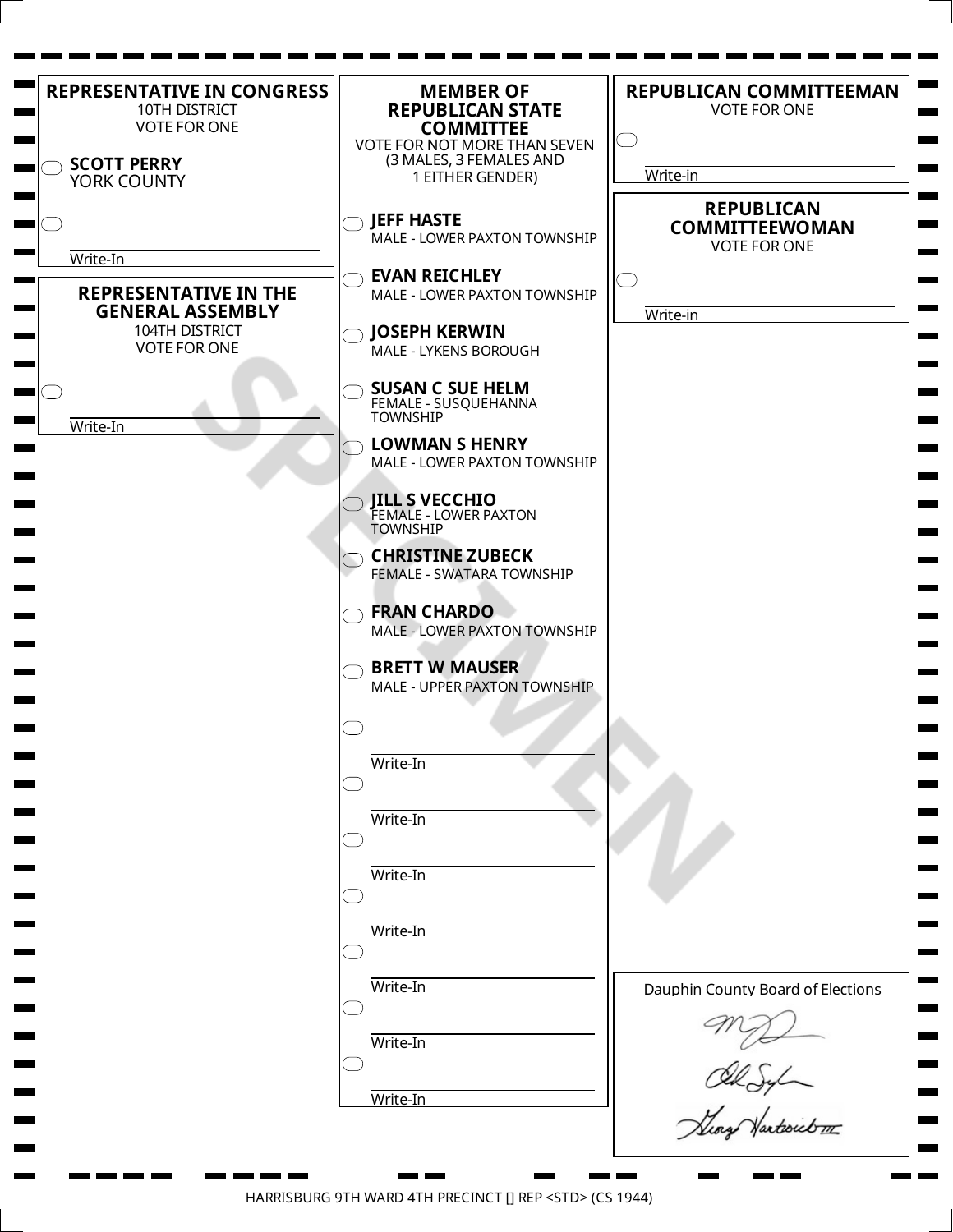## REPRESENTATIVE IN CONGRESS
10TH DISTRICT
VOTE FOR ONE

- **SCOTT PERRY**
  YORK COUNTY
- Write-In

## REPRESENTATIVE IN THE GENERAL ASSEMBLY
104TH DISTRICT
VOTE FOR ONE

- Write-In

## MEMBER OF REPUBLICAN STATE COMMITTEE
VOTE FOR NOT MORE THAN SEVEN
(3 MALES, 3 FEMALES AND
1 EITHER GENDER)

- **JEFF HASTE**
  MALE - LOWER PAXTON TOWNSHIP
- **EVAN REICHLEY**
  MALE - LOWER PAXTON TOWNSHIP
- **JOSEPH KERWIN**
  MALE - LYKENS BOROUGH
- **SUSAN C SUE HELM**
  FEMALE - SUSQUEHANNA TOWNSHIP
- **LOWMAN S HENRY**
  MALE - LOWER PAXTON TOWNSHIP
- **JILL S VECCHIO**
  FEMALE - LOWER PAXTON TOWNSHIP
- **CHRISTINE ZUBECK**
  FEMALE - SWATARA TOWNSHIP
- **FRAN CHARDO**
  MALE - LOWER PAXTON TOWNSHIP
- **BRETT W MAUSER**
  MALE - UPPER PAXTON TOWNSHIP
- Write-In
- Write-In
- Write-In
- Write-In
- Write-In
- Write-In
- Write-In

## REPUBLICAN COMMITTEEMAN
VOTE FOR ONE

- Write-in

## REPUBLICAN COMMITTEEWOMAN
VOTE FOR ONE

- Write-in

SPECIMEN

Dauphin County Board of Elections

HARRISBURG 9TH WARD 4TH PRECINCT [] REP <STD> (CS 1944)